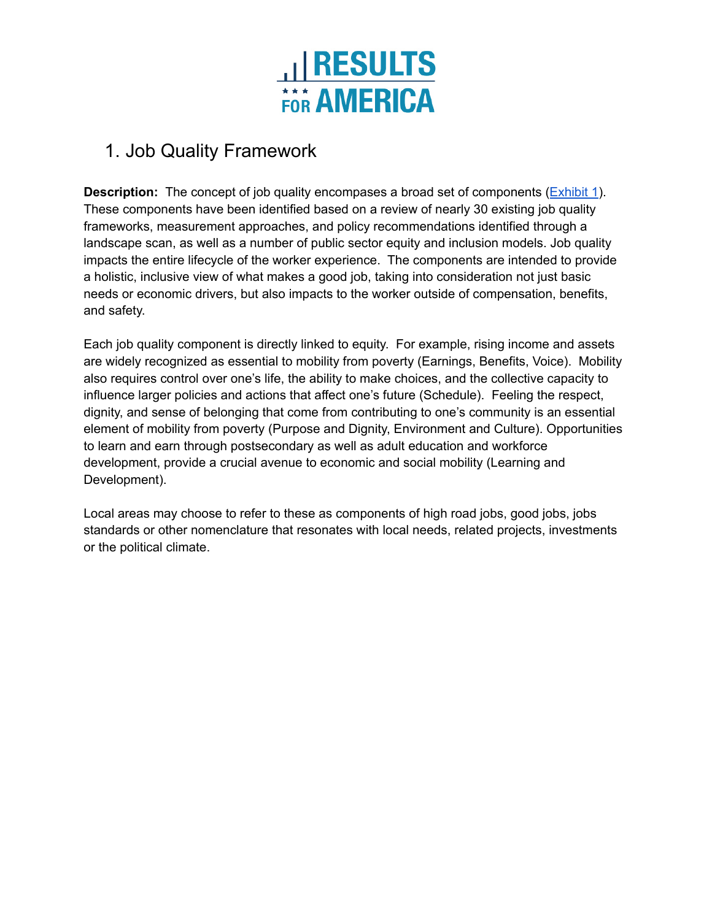# 1. Job Quality Framework

**Description:** The concept of job quality encompases a broad set of components ([Exhibit 1](#)). These components have been identified based on a review of nearly 30 existing job quality frameworks, measurement approaches, and policy recommendations identified through a landscape scan, as well as a number of public sector equity and inclusion models. Job quality impacts the entire lifecycle of the worker experience. The components are intended to provide a holistic, inclusive view of what makes a good job, taking into consideration not just basic needs or economic drivers, but also impacts to the worker outside of compensation, benefits, and safety.

Each job quality component is directly linked to equity. For example, rising income and assets are widely recognized as essential to mobility from poverty (Earnings, Benefits, Voice). Mobility also requires control over one's life, the ability to make choices, and the collective capacity to influence larger policies and actions that affect one's future (Schedule). Feeling the respect, dignity, and sense of belonging that come from contributing to one's community is an essential element of mobility from poverty (Purpose and Dignity, Environment and Culture). Opportunities to learn and earn through postsecondary as well as adult education and workforce development, provide a crucial avenue to economic and social mobility (Learning and Development).

Local areas may choose to refer to these as components of high road jobs, good jobs, jobs standards or other nomenclature that resonates with local needs, related projects, investments or the political climate.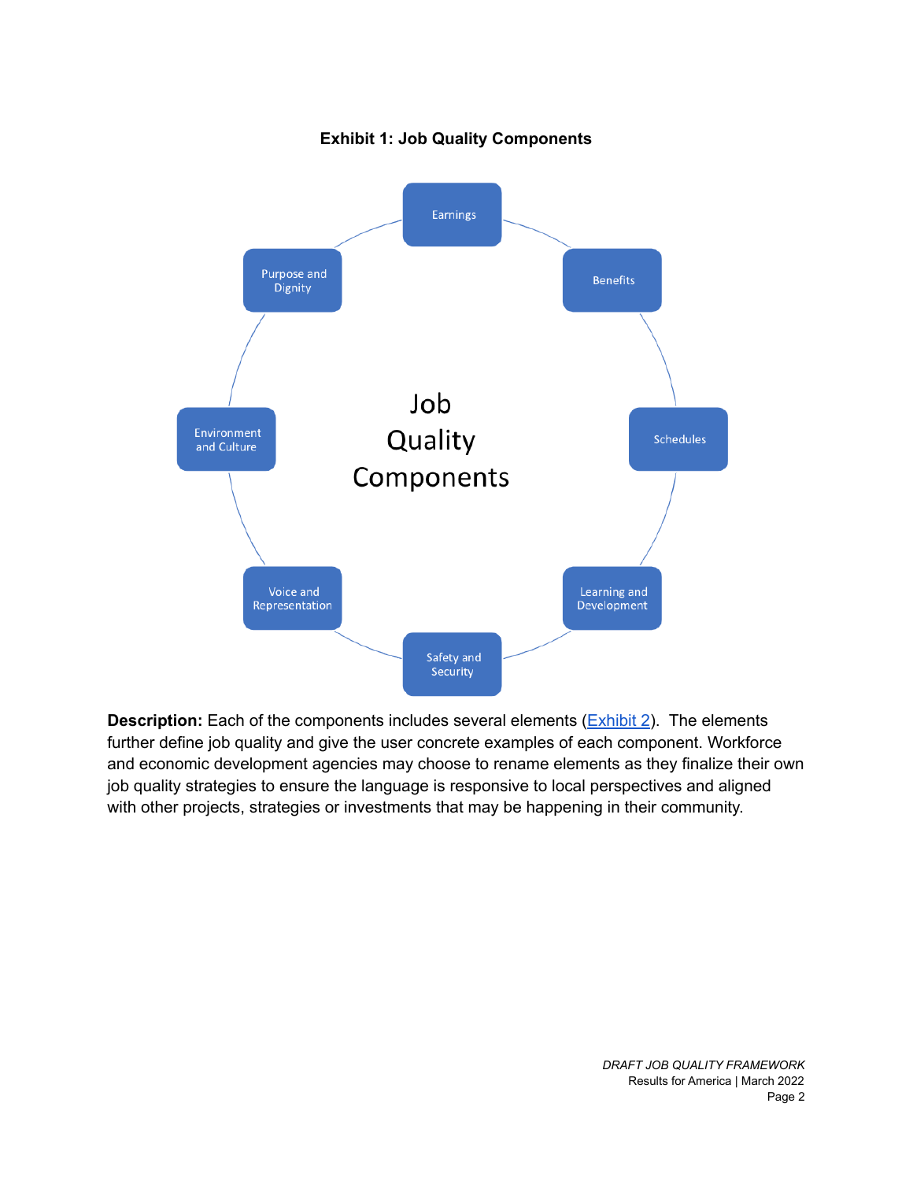**Exhibit 1: Job Quality Components**

Job Quality Components

- Earnings
- Benefits
- Schedules
- Learning and Development
- Safety and Security
- Voice and Representation
- Environment and Culture
- Purpose and Dignity

**Description:** Each of the components includes several elements (Exhibit 2). The elements further define job quality and give the user concrete examples of each component. Workforce and economic development agencies may choose to rename elements as they finalize their own job quality strategies to ensure the language is responsive to local perspectives and aligned with other projects, strategies or investments that may be happening in their community.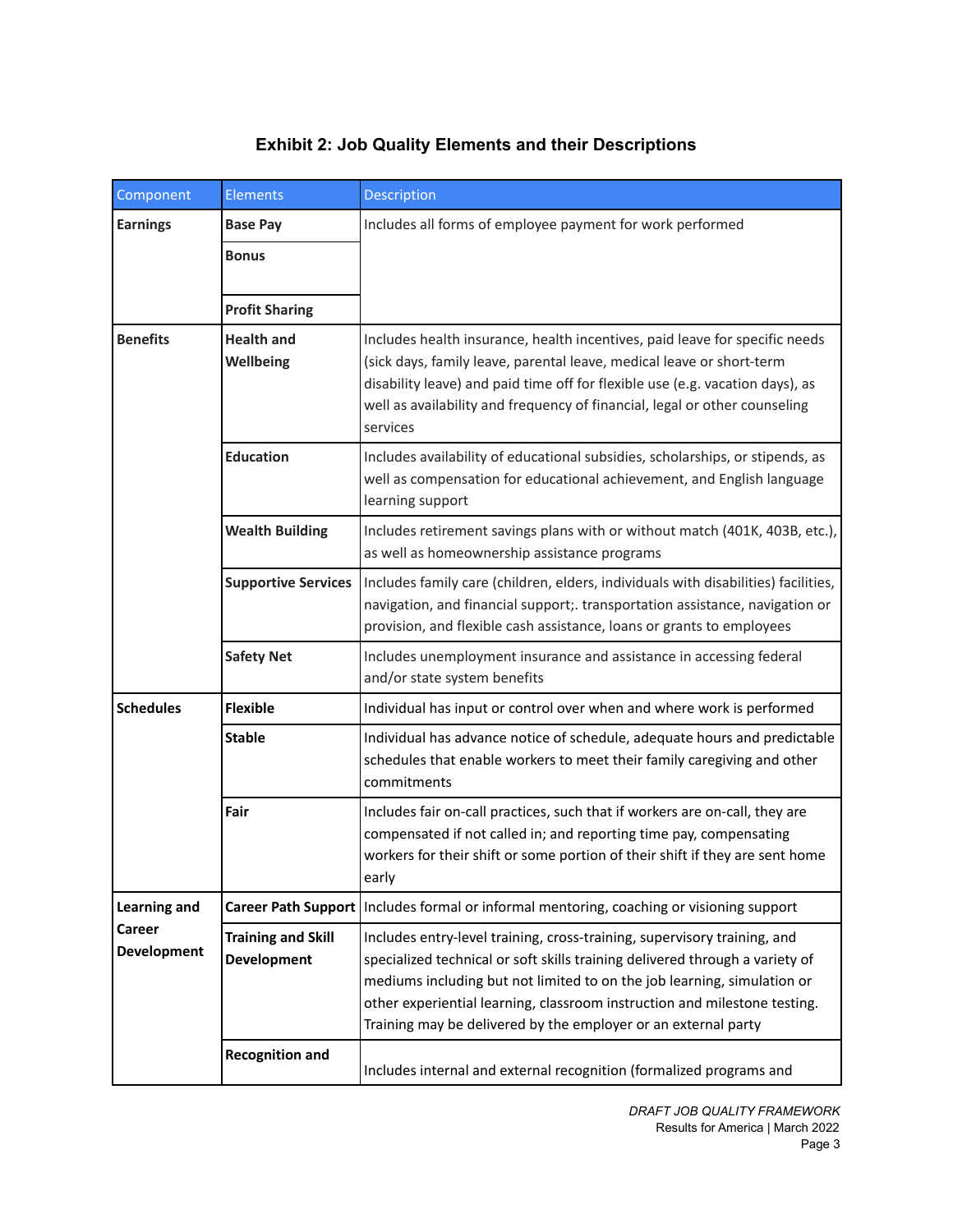### Exhibit 2: Job Quality Elements and their Descriptions

| Component | Elements | Description |
|---|---|---|
| **Earnings** | **Base Pay** | Includes all forms of employee payment for work performed |
| | **Bonus** | |
| | **Profit Sharing** | |
| **Benefits** | **Health and Wellbeing** | Includes health insurance, health incentives, paid leave for specific needs (sick days, family leave, parental leave, medical leave or short-term disability leave) and paid time off for flexible use (e.g. vacation days), as well as availability and frequency of financial, legal or other counseling services |
| | **Education** | Includes availability of educational subsidies, scholarships, or stipends, as well as compensation for educational achievement, and English language learning support |
| | **Wealth Building** | Includes retirement savings plans with or without match (401K, 403B, etc.), as well as homeownership assistance programs |
| | **Supportive Services** | Includes family care (children, elders, individuals with disabilities) facilities, navigation, and financial support;. transportation assistance, navigation or provision, and flexible cash assistance, loans or grants to employees |
| | **Safety Net** | Includes unemployment insurance and assistance in accessing federal and/or state system benefits |
| **Schedules** | **Flexible** | Individual has input or control over when and where work is performed |
| | **Stable** | Individual has advance notice of schedule, adequate hours and predictable schedules that enable workers to meet their family caregiving and other commitments |
| | **Fair** | Includes fair on-call practices, such that if workers are on-call, they are compensated if not called in; and reporting time pay, compensating workers for their shift or some portion of their shift if they are sent home early |
| **Learning and Career Development** | **Career Path Support** | Includes formal or informal mentoring, coaching or visioning support |
| | **Training and Skill Development** | Includes entry-level training, cross-training, supervisory training, and specialized technical or soft skills training delivered through a variety of mediums including but not limited to on the job learning, simulation or other experiential learning, classroom instruction and milestone testing. Training may be delivered by the employer or an external party |
| | **Recognition and** | Includes internal and external recognition (formalized programs and |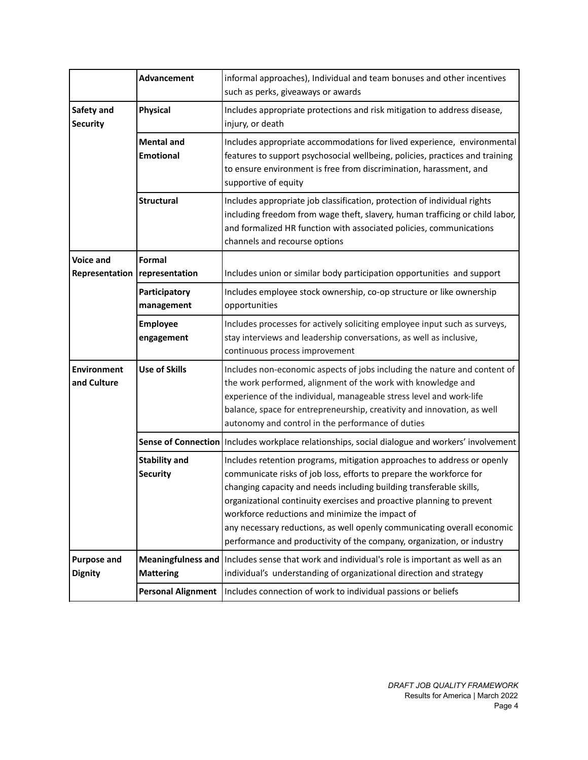| | | |
|---|---|---|
| | **Advancement** | informal approaches), Individual and team bonuses and other incentives such as perks, giveaways or awards |
| **Safety and Security** | **Physical** | Includes appropriate protections and risk mitigation to address disease, injury, or death |
| | **Mental and Emotional** | Includes appropriate accommodations for lived experience, environmental features to support psychosocial wellbeing, policies, practices and training to ensure environment is free from discrimination, harassment, and supportive of equity |
| | **Structural** | Includes appropriate job classification, protection of individual rights including freedom from wage theft, slavery, human trafficing or child labor, and formalized HR function with associated policies, communications channels and recourse options |
| **Voice and Representation** | **Formal representation** | Includes union or similar body participation opportunities and support |
| | **Participatory management** | Includes employee stock ownership, co-op structure or like ownership opportunities |
| | **Employee engagement** | Includes processes for actively soliciting employee input such as surveys, stay interviews and leadership conversations, as well as inclusive, continuous process improvement |
| **Environment and Culture** | **Use of Skills** | Includes non-economic aspects of jobs including the nature and content of the work performed, alignment of the work with knowledge and experience of the individual, manageable stress level and work-life balance, space for entrepreneurship, creativity and innovation, as well autonomy and control in the performance of duties |
| | **Sense of Connection** | Includes workplace relationships, social dialogue and workers' involvement |
| | **Stability and Security** | Includes retention programs, mitigation approaches to address or openly communicate risks of job loss, efforts to prepare the workforce for changing capacity and needs including building transferable skills, organizational continuity exercises and proactive planning to prevent workforce reductions and minimize the impact of any necessary reductions, as well openly communicating overall economic performance and productivity of the company, organization, or industry |
| **Purpose and Dignity** | **Meaningfulness and Mattering** | Includes sense that work and individual's role is important as well as an individual's understanding of organizational direction and strategy |
| | **Personal Alignment** | Includes connection of work to individual passions or beliefs |